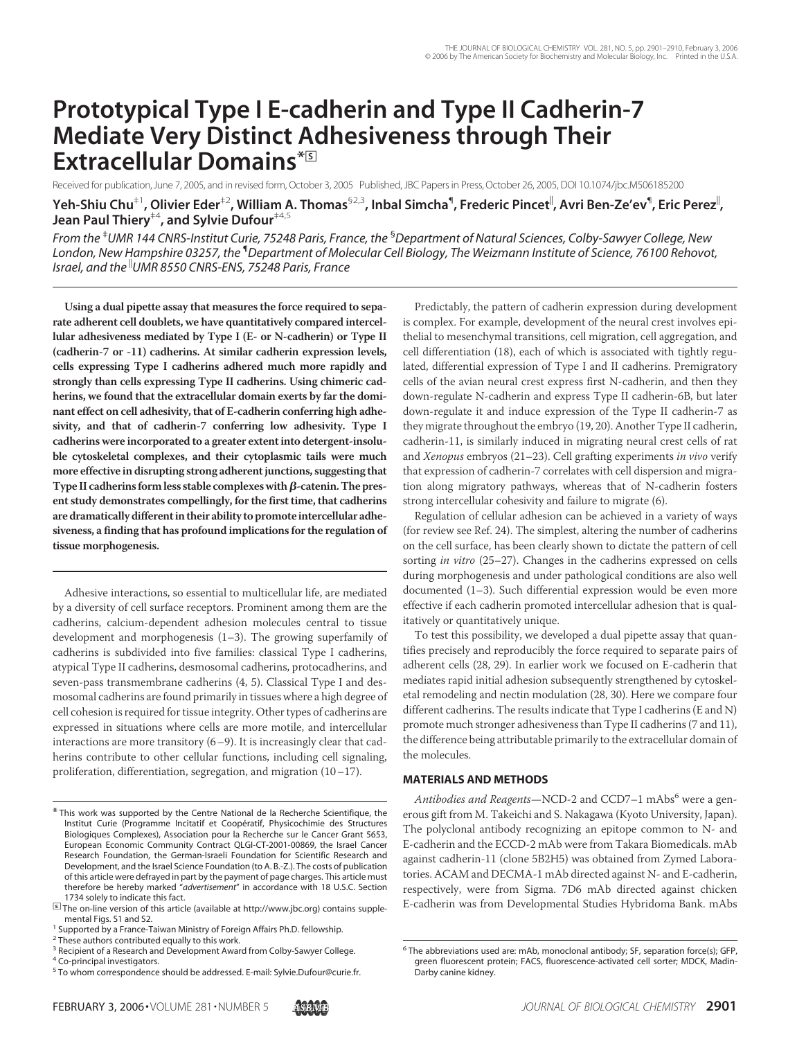# Prototypical Type I E-cadherin and Type II Cadherin-7 Mediate Very Distinct Adhesiveness through Their Extracellular Domains*[S]

Received for publication, June 7, 2005, and in revised form, October 3, 2005 Published, JBC Papers in Press, October 26, 2005, DOI 10.1074/jbc.M506185200

**Yeh-Shiu Chu[‡1], Olivier Eder[‡2], William A. Thomas[§2,3], Inbal Simcha[¶], Frederic Pincet[‖], Avri Ben-Ze'ev[¶], Eric Perez[‖], Jean Paul Thiery[‡4], and Sylvie Dufour[‡4,5]**

*From the [‡]UMR 144 CNRS-Institut Curie, 75248 Paris, France, the [§]Department of Natural Sciences, Colby-Sawyer College, New London, New Hampshire 03257, the [¶]Department of Molecular Cell Biology, The Weizmann Institute of Science, 76100 Rehovot, Israel, and the [‖]UMR 8550 CNRS-ENS, 75248 Paris, France*

**Using a dual pipette assay that measures the force required to separate adherent cell doublets, we have quantitatively compared intercellular adhesiveness mediated by Type I (E- or N-cadherin) or Type II (cadherin-7 or -11) cadherins. At similar cadherin expression levels, cells expressing Type I cadherins adhered much more rapidly and strongly than cells expressing Type II cadherins. Using chimeric cadherins, we found that the extracellular domain exerts by far the dominant effect on cell adhesivity, that of E-cadherin conferring high adhesivity, and that of cadherin-7 conferring low adhesivity. Type I cadherins were incorporated to a greater extent into detergent-insoluble cytoskeletal complexes, and their cytoplasmic tails were much more effective in disrupting strong adherent junctions, suggesting that Type II cadherins form less stable complexes with β-catenin. The present study demonstrates compellingly, for the first time, that cadherins are dramatically different in their ability to promote intercellular adhesiveness, a finding that has profound implications for the regulation of tissue morphogenesis.**

Adhesive interactions, so essential to multicellular life, are mediated by a diversity of cell surface receptors. Prominent among them are the cadherins, calcium-dependent adhesion molecules central to tissue development and morphogenesis (1–3). The growing superfamily of cadherins is subdivided into five families: classical Type I cadherins, atypical Type II cadherins, desmosomal cadherins, protocadherins, and seven-pass transmembrane cadherins (4, 5). Classical Type I and desmosomal cadherins are found primarily in tissues where a high degree of cell cohesion is required for tissue integrity. Other types of cadherins are expressed in situations where cells are more motile, and intercellular interactions are more transitory (6–9). It is increasingly clear that cadherins contribute to other cellular functions, including cell signaling, proliferation, differentiation, segregation, and migration (10–17).

Predictably, the pattern of cadherin expression during development is complex. For example, development of the neural crest involves epithelial to mesenchymal transitions, cell migration, cell aggregation, and cell differentiation (18), each of which is associated with tightly regulated, differential expression of Type I and II cadherins. Premigratory cells of the avian neural crest express first N-cadherin, and then they down-regulate N-cadherin and express Type II cadherin-6B, but later down-regulate it and induce expression of the Type II cadherin-7 as they migrate throughout the embryo (19, 20). Another Type II cadherin, cadherin-11, is similarly induced in migrating neural crest cells of rat and *Xenopus* embryos (21–23). Cell grafting experiments *in vivo* verify that expression of cadherin-7 correlates with cell dispersion and migration along migratory pathways, whereas that of N-cadherin fosters strong intercellular cohesivity and failure to migrate (6).

Regulation of cellular adhesion can be achieved in a variety of ways (for review see Ref. 24). The simplest, altering the number of cadherins on the cell surface, has been clearly shown to dictate the pattern of cell sorting *in vitro* (25–27). Changes in the cadherins expressed on cells during morphogenesis and under pathological conditions are also well documented (1–3). Such differential expression would be even more effective if each cadherin promoted intercellular adhesion that is qualitatively or quantitatively unique.

To test this possibility, we developed a dual pipette assay that quantifies precisely and reproducibly the force required to separate pairs of adherent cells (28, 29). In earlier work we focused on E-cadherin that mediates rapid initial adhesion subsequently strengthened by cytoskeletal remodeling and nectin modulation (28, 30). Here we compare four different cadherins. The results indicate that Type I cadherins (E and N) promote much stronger adhesiveness than Type II cadherins (7 and 11), the difference being attributable primarily to the extracellular domain of the molecules.

## MATERIALS AND METHODS

*Antibodies and Reagents*—NCD-2 and CCD7–1 mAbs[6] were a generous gift from M. Takeichi and S. Nakagawa (Kyoto University, Japan). The polyclonal antibody recognizing an epitope common to N- and E-cadherin and the ECCD-2 mAb were from Takara Biomedicals. mAb against cadherin-11 (clone 5B2H5) was obtained from Zymed Laboratories. ACAM and DECMA-1 mAb directed against N- and E-cadherin, respectively, were from Sigma. 7D6 mAb directed against chicken E-cadherin was from Developmental Studies Hybridoma Bank. mAbs

---

* This work was supported by the Centre National de la Recherche Scientifique, the Institut Curie (Programme Incitatif et Coopératif, Physicochimie des Structures Biologiques Complexes), Association pour la Recherche sur le Cancer Grant 5653, European Economic Community Contract QLGI-CT-2001-00869, the Israel Cancer Research Foundation, the German-Israeli Foundation for Scientific Research and Development, and the Israel Science Foundation (to A. B.-Z.). The costs of publication of this article were defrayed in part by the payment of page charges. This article must therefore be hereby marked "*advertisement*" in accordance with 18 U.S.C. Section 1734 solely to indicate this fact.

[S] The on-line version of this article (available at http://www.jbc.org) contains supplemental Figs. S1 and S2.

[1] Supported by a France-Taiwan Ministry of Foreign Affairs Ph.D. fellowship.

[2] These authors contributed equally to this work.

[3] Recipient of a Research and Development Award from Colby-Sawyer College.

[4] Co-principal investigators.

[5] To whom correspondence should be addressed. E-mail: Sylvie.Dufour@curie.fr.

[6] The abbreviations used are: mAb, monoclonal antibody; SF, separation force(s); GFP, green fluorescent protein; FACS, fluorescence-activated cell sorter; MDCK, Madin-Darby canine kidney.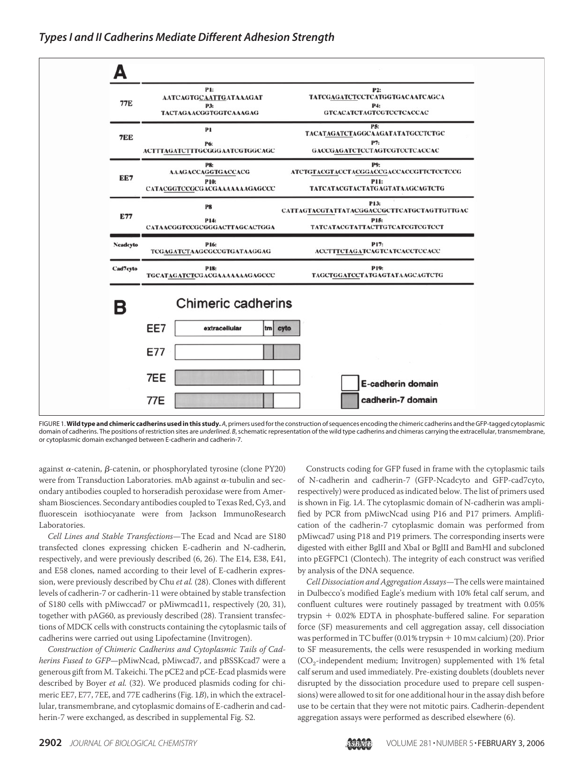| | | |
|---|---|---|
| **77E** | **P1:** AATCAGTGCAATTGATAAAGAT<br>**P3:** TACTAGAACGGTGGTCAAAGAG | **P2:** TATCGAGATCTCCTCATGGTGACAATCAGCA<br>**P4:** GTCACATCTAGTCGTCCTCACCAC |
| **7EE** | **P1**<br>**P6:** ACTTTAGATCTTTGCGGGAATCGTGGCAGC | **P5:** TACATAGATCTAGGCAAGATATATGCCTCTGC<br>**P7:** GACCGAGATCTCCTAGTCGTCCTCACCAC |
| **EE7** | **P8:** AAAGACCAGGTGACCACG<br>**P10:** CATACGGTCCGCGACGAAAAAAAGAGCCC | **P9:** ATCTGTACGTACCTACGGACCGACCACCGTTCTCCTCCG<br>**P11:** TATCATACGTACTATGAGTATAAGCAGTCTG |
| **E77** | **P8**<br>**P14:** CATAACGGTCCGCGGGACTTAGCACTGGA | **P13:** CATTAGTACGTATTATACGGACCGCTTCATGCTAGTTGTTGAC<br>**P15:** TATCATACGTATTACTTGTCATCGTCGTCCT |
| **Ncadcyto** | **P16:** TCGAGATCTAAGCGCCGTGATAAGGAG | **P17:** ACCTTTCTAGATCAGTCATCACCTCCACC |
| **Cad7cyto** | **P18:** TGCATAGATCTCGACGAAAAAAAGAGCCC | **P19:** TAGCTGGATCCTATGAGTATAAGCAGTCTG |

**B** Chimeric cadherins

EE7, E77, 7EE, 77E (extracellular, tm, cyto; E-cadherin domain / cadherin-7 domain)

FIGURE 1. **Wild type and chimeric cadherins used in this study.** *A*, primers used for the construction of sequences encoding the chimeric cadherins and the GFP-tagged cytoplasmic domain of cadherins. The positions of restriction sites are *underlined*. *B*, schematic representation of the wild type cadherins and chimeras carrying the extracellular, transmembrane, or cytoplasmic domain exchanged between E-cadherin and cadherin-7.

against $\alpha$-catenin, $\beta$-catenin, or phosphorylated tyrosine (clone PY20) were from Transduction Laboratories. mAb against $\alpha$-tubulin and secondary antibodies coupled to horseradish peroxidase were from Amersham Biosciences. Secondary antibodies coupled to Texas Red, Cy3, and fluorescein isothiocyanate were from Jackson ImmunoResearch Laboratories.

*Cell Lines and Stable Transfections*—The Ecad and Ncad are S180 transfected clones expressing chicken E-cadherin and N-cadherin, respectively, and were previously described (6, 26). The E14, E38, E41, and E58 clones, named according to their level of E-cadherin expression, were previously described by Chu *et al.* (28). Clones with different levels of cadherin-7 or cadherin-11 were obtained by stable transfection of S180 cells with pMiwccad7 or pMiwmcad11, respectively (20, 31), together with pAG60, as previously described (28). Transient transfections of MDCK cells with constructs containing the cytoplasmic tails of cadherins were carried out using Lipofectamine (Invitrogen).

*Construction of Chimeric Cadherins and Cytoplasmic Tails of Cadherins Fused to GFP*—pMiwNcad, pMiwcad7, and pBSSKcad7 were a generous gift from M. Takeichi. The pCE2 and pCE-Ecad plasmids were described by Boyer *et al.* (32). We produced plasmids coding for chimeric EE7, E77, 7EE, and 77E cadherins (Fig. 1*B*), in which the extracellular, transmembrane, and cytoplasmic domains of E-cadherin and cadherin-7 were exchanged, as described in supplemental Fig. S2.

Constructs coding for GFP fused in frame with the cytoplasmic tails of N-cadherin and cadherin-7 (GFP-Ncadcyto and GFP-cad7cyto, respectively) were produced as indicated below. The list of primers used is shown in Fig. 1*A*. The cytoplasmic domain of N-cadherin was amplified by PCR from pMiwcNcad using P16 and P17 primers. Amplification of the cadherin-7 cytoplasmic domain was performed from pMiwcad7 using P18 and P19 primers. The corresponding inserts were digested with either BglII and XbaI or BglII and BamHI and subcloned into pEGFPC1 (Clontech). The integrity of each construct was verified by analysis of the DNA sequence.

*Cell Dissociation and Aggregation Assays*—The cells were maintained in Dulbecco's modified Eagle's medium with 10% fetal calf serum, and confluent cultures were routinely passaged by treatment with 0.05% trypsin + 0.02% EDTA in phosphate-buffered saline. For separation force (SF) measurements and cell aggregation assay, cell dissociation was performed in TC buffer (0.01% trypsin + 10 mM calcium) (20). Prior to SF measurements, the cells were resuspended in working medium ($CO_2$-independent medium; Invitrogen) supplemented with 1% fetal calf serum and used immediately. Pre-existing doublets (doublets never disrupted by the dissociation procedure used to prepare cell suspensions) were allowed to sit for one additional hour in the assay dish before use to be certain that they were not mitotic pairs. Cadherin-dependent aggregation assays were performed as described elsewhere (6).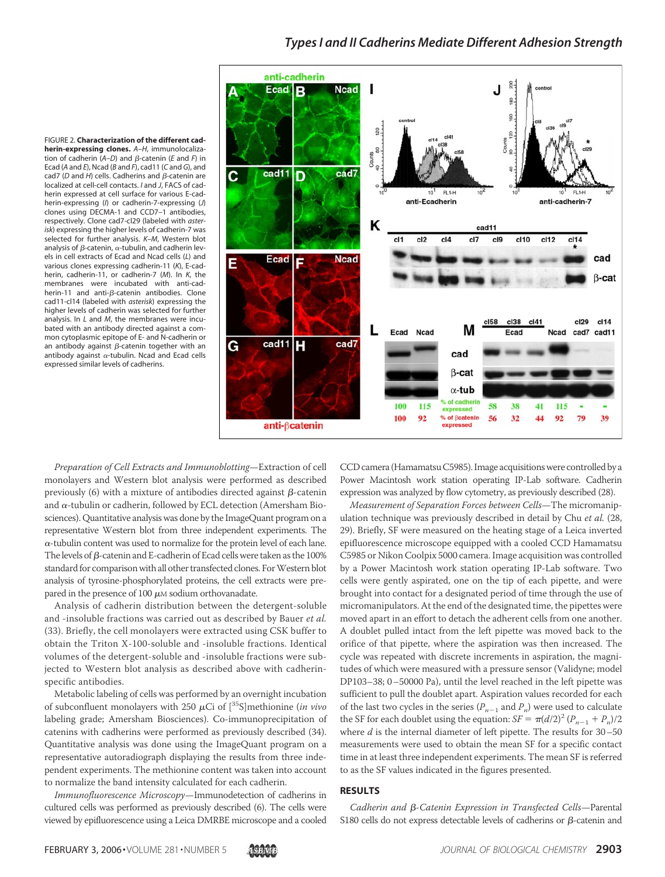FIGURE 2. **Characterization of the different cadherin-expressing clones.** *A–H*, immunolocalization of cadherin (*A–D*) and β-catenin (*E* and *F*) in Ecad (*A* and *E*), Ncad (*B* and *F*), cad11 (*C* and *G*), and cad7 (*D* and *H*) cells. Cadherins and β-catenin are localized at cell-cell contacts. *I* and *J*, FACS of cadherin expressed at cell surface for various E-cadherin-expressing (*I*) or cadherin-7-expressing (*J*) clones using DECMA-1 and CCD7–1 antibodies, respectively. Clone cad7-cl29 (labeled with *asterisk*) expressing the higher levels of cadherin-7 was selected for further analysis. *K–M*, Western blot analysis of β-catenin, α-tubulin, and cadherin levels in cell extracts of Ecad and Ncad cells (*L*) and various clones expressing cadherin-11 (*K*), E-cadherin, cadherin-11, or cadherin-7 (*M*). In *K*, the membranes were incubated with anti-cadherin-11 and anti-β-catenin antibodies. Clone cad11-cl14 (labeled with *asterisk*) expressing the higher levels of cadherin was selected for further analysis. In *L* and *M*, the membranes were incubated with an antibody directed against a common cytoplasmic epitope of E- and N-cadherin or an antibody against β-catenin together with an antibody against α-tubulin. Ncad and Ecad cells expressed similar levels of cadherins.

*Preparation of Cell Extracts and Immunoblotting*—Extraction of cell monolayers and Western blot analysis were performed as described previously (6) with a mixture of antibodies directed against β-catenin and α-tubulin or cadherin, followed by ECL detection (Amersham Biosciences). Quantitative analysis was done by the ImageQuant program on a representative Western blot from three independent experiments. The α-tubulin content was used to normalize for the protein level of each lane. The levels of β-catenin and E-cadherin of Ecad cells were taken as the 100% standard for comparison with all other transfected clones. For Western blot analysis of tyrosine-phosphorylated proteins, the cell extracts were prepared in the presence of 100 μM sodium orthovanadate.

Analysis of cadherin distribution between the detergent-soluble and -insoluble fractions was carried out as described by Bauer *et al.* (33). Briefly, the cell monolayers were extracted using CSK buffer to obtain the Triton X-100-soluble and -insoluble fractions. Identical volumes of the detergent-soluble and -insoluble fractions were subjected to Western blot analysis as described above with cadherin-specific antibodies.

Metabolic labeling of cells was performed by an overnight incubation of subconfluent monolayers with 250 μCi of [$^{35}$S]methionine (*in vivo* labeling grade; Amersham Biosciences). Co-immunoprecipitation of catenins with cadherins were performed as previously described (34). Quantitative analysis was done using the ImageQuant program on a representative autoradiograph displaying the results from three independent experiments. The methionine content was taken into account to normalize the band intensity calculated for each cadherin.

*Immunofluorescence Microscopy*—Immunodetection of cadherins in cultured cells was performed as previously described (6). The cells were viewed by epifluorescence using a Leica DMRBE microscope and a cooled CCD camera (Hamamatsu C5985). Image acquisitions were controlled by a Power Macintosh work station operating IP-Lab software. Cadherin expression was analyzed by flow cytometry, as previously described (28).

*Measurement of Separation Forces between Cells*—The micromanipulation technique was previously described in detail by Chu *et al.* (28, 29). Briefly, SF were measured on the heating stage of a Leica inverted epifluorescence microscope equipped with a cooled CCD Hamamatsu C5985 or Nikon Coolpix 5000 camera. Image acquisition was controlled by a Power Macintosh work station operating IP-Lab software. Two cells were gently aspirated, one on the tip of each pipette, and were brought into contact for a designated period of time through the use of micromanipulators. At the end of the designated time, the pipettes were moved apart in an effort to detach the adherent cells from one another. A doublet pulled intact from the left pipette was moved back to the orifice of that pipette, where the aspiration was then increased. The cycle was repeated with discrete increments in aspiration, the magnitudes of which were measured with a pressure sensor (Validyne; model DP103–38; 0–50000 Pa), until the level reached in the left pipette was sufficient to pull the doublet apart. Aspiration values recorded for each of the last two cycles in the series ($P_{n-1}$ and $P_n$) were used to calculate the SF for each doublet using the equation: $SF = \pi(d/2)^2 (P_{n-1} + P_n)/2$ where $d$ is the internal diameter of left pipette. The results for 30–50 measurements were used to obtain the mean SF for a specific contact time in at least three independent experiments. The mean SF is referred to as the SF values indicated in the figures presented.

## RESULTS

*Cadherin and β-Catenin Expression in Transfected Cells*—Parental S180 cells do not express detectable levels of cadherins or β-catenin and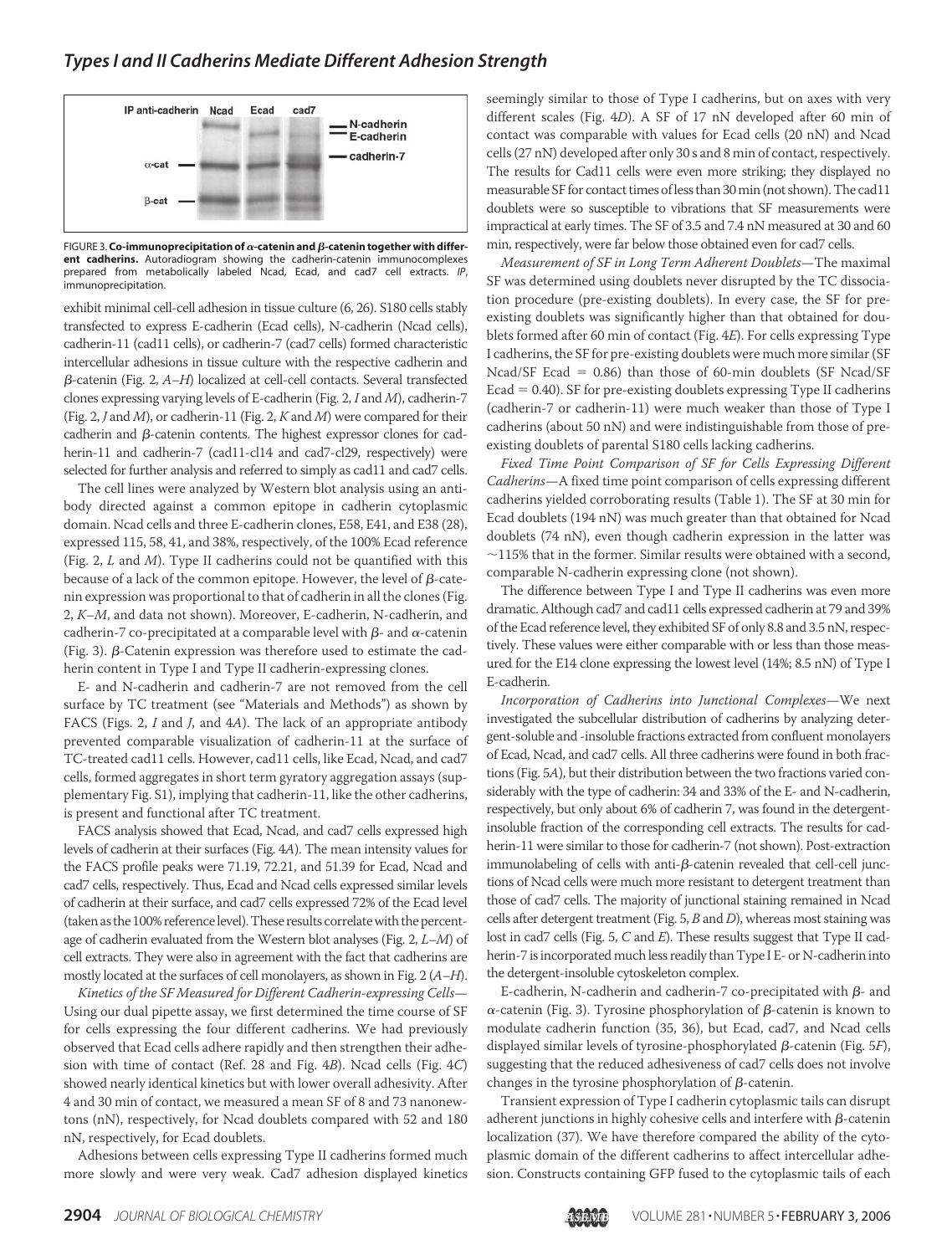FIGURE 3. **Co-immunoprecipitation of α-catenin and β-catenin together with different cadherins.** Autoradiogram showing the cadherin-catenin immunocomplexes prepared from metabolically labeled Ncad, Ecad, and cad7 cell extracts. *IP*, immunoprecipitation.

exhibit minimal cell-cell adhesion in tissue culture (6, 26). S180 cells stably transfected to express E-cadherin (Ecad cells), N-cadherin (Ncad cells), cadherin-11 (cad11 cells), or cadherin-7 (cad7 cells) formed characteristic intercellular adhesions in tissue culture with the respective cadherin and β-catenin (Fig. 2, *A–H*) localized at cell-cell contacts. Several transfected clones expressing varying levels of E-cadherin (Fig. 2, *I* and *M*), cadherin-7 (Fig. 2, *J* and *M*), or cadherin-11 (Fig. 2, *K* and *M*) were compared for their cadherin and β-catenin contents. The highest expressor clones for cadherin-11 and cadherin-7 (cad11-cl14 and cad7-cl29, respectively) were selected for further analysis and referred to simply as cad11 and cad7 cells.

The cell lines were analyzed by Western blot analysis using an antibody directed against a common epitope in cadherin cytoplasmic domain. Ncad cells and three E-cadherin clones, E58, E41, and E38 (28), expressed 115, 58, 41, and 38%, respectively, of the 100% Ecad reference (Fig. 2, *L* and *M*). Type II cadherins could not be quantified with this because of a lack of the common epitope. However, the level of β-catenin expression was proportional to that of cadherin in all the clones (Fig. 2, *K–M*, and data not shown). Moreover, E-cadherin, N-cadherin, and cadherin-7 co-precipitated at a comparable level with β- and α-catenin (Fig. 3). β-Catenin expression was therefore used to estimate the cadherin content in Type I and Type II cadherin-expressing clones.

E- and N-cadherin and cadherin-7 are not removed from the cell surface by TC treatment (see "Materials and Methods") as shown by FACS (Figs. 2, *I* and *J*, and 4*A*). The lack of an appropriate antibody prevented comparable visualization of cadherin-11 at the surface of TC-treated cad11 cells. However, cad11 cells, like Ecad, Ncad, and cad7 cells, formed aggregates in short term gyratory aggregation assays (supplementary Fig. S1), implying that cadherin-11, like the other cadherins, is present and functional after TC treatment.

FACS analysis showed that Ecad, Ncad, and cad7 cells expressed high levels of cadherin at their surfaces (Fig. 4*A*). The mean intensity values for the FACS profile peaks were 71.19, 72.21, and 51.39 for Ecad, Ncad and cad7 cells, respectively. Thus, Ecad and Ncad cells expressed similar levels of cadherin at their surface, and cad7 cells expressed 72% of the Ecad level (taken as the 100% reference level). These results correlate with the percentage of cadherin evaluated from the Western blot analyses (Fig. 2, *L–M*) of cell extracts. They were also in agreement with the fact that cadherins are mostly located at the surfaces of cell monolayers, as shown in Fig. 2 (*A–H*).

*Kinetics of the SF Measured for Different Cadherin-expressing Cells*—Using our dual pipette assay, we first determined the time course of SF for cells expressing the four different cadherins. We had previously observed that Ecad cells adhere rapidly and then strengthen their adhesion with time of contact (Ref. 28 and Fig. 4*B*). Ncad cells (Fig. 4*C*) showed nearly identical kinetics but with lower overall adhesivity. After 4 and 30 min of contact, we measured a mean SF of 8 and 73 nanonewtons (nN), respectively, for Ncad doublets compared with 52 and 180 nN, respectively, for Ecad doublets.

Adhesions between cells expressing Type II cadherins formed much more slowly and were very weak. Cad7 adhesion displayed kinetics seemingly similar to those of Type I cadherins, but on axes with very different scales (Fig. 4*D*). A SF of 17 nN developed after 60 min of contact was comparable with values for Ecad cells (20 nN) and Ncad cells (27 nN) developed after only 30 s and 8 min of contact, respectively. The results for Cad11 cells were even more striking; they displayed no measurable SF for contact times of less than 30 min (not shown). The cad11 doublets were so susceptible to vibrations that SF measurements were impractical at early times. The SF of 3.5 and 7.4 nN measured at 30 and 60 min, respectively, were far below those obtained even for cad7 cells.

*Measurement of SF in Long Term Adherent Doublets*—The maximal SF was determined using doublets never disrupted by the TC dissociation procedure (pre-existing doublets). In every case, the SF for pre-existing doublets was significantly higher than that obtained for doublets formed after 60 min of contact (Fig. 4*E*). For cells expressing Type I cadherins, the SF for pre-existing doublets were much more similar (SF Ncad/SF Ecad = 0.86) than those of 60-min doublets (SF Ncad/SF Ecad = 0.40). SF for pre-existing doublets expressing Type II cadherins (cadherin-7 or cadherin-11) were much weaker than those of Type I cadherins (about 50 nN) and were indistinguishable from those of pre-existing doublets of parental S180 cells lacking cadherins.

*Fixed Time Point Comparison of SF for Cells Expressing Different Cadherins*—A fixed time point comparison of cells expressing different cadherins yielded corroborating results (Table 1). The SF at 30 min for Ecad doublets (194 nN) was much greater than that obtained for Ncad doublets (74 nN), even though cadherin expression in the latter was ~115% that in the former. Similar results were obtained with a second, comparable N-cadherin expressing clone (not shown).

The difference between Type I and Type II cadherins was even more dramatic. Although cad7 and cad11 cells expressed cadherin at 79 and 39% of the Ecad reference level, they exhibited SF of only 8.8 and 3.5 nN, respectively. These values were either comparable with or less than those measured for the E14 clone expressing the lowest level (14%; 8.5 nN) of Type I E-cadherin.

*Incorporation of Cadherins into Junctional Complexes*—We next investigated the subcellular distribution of cadherins by analyzing detergent-soluble and -insoluble fractions extracted from confluent monolayers of Ecad, Ncad, and cad7 cells. All three cadherins were found in both fractions (Fig. 5*A*), but their distribution between the two fractions varied considerably with the type of cadherin: 34 and 33% of the E- and N-cadherin, respectively, but only about 6% of cadherin 7, was found in the detergent-insoluble fraction of the corresponding cell extracts. The results for cadherin-11 were similar to those for cadherin-7 (not shown). Post-extraction immunolabeling of cells with anti-β-catenin revealed that cell-cell junctions of Ncad cells were much more resistant to detergent treatment than those of cad7 cells. The majority of junctional staining remained in Ncad cells after detergent treatment (Fig. 5, *B* and *D*), whereas most staining was lost in cad7 cells (Fig. 5, *C* and *E*). These results suggest that Type II cadherin-7 is incorporated much less readily than Type I E- or N-cadherin into the detergent-insoluble cytoskeleton complex.

E-cadherin, N-cadherin and cadherin-7 co-precipitated with β- and α-catenin (Fig. 3). Tyrosine phosphorylation of β-catenin is known to modulate cadherin function (35, 36), but Ecad, cad7, and Ncad cells displayed similar levels of tyrosine-phosphorylated β-catenin (Fig. 5*F*), suggesting that the reduced adhesiveness of cad7 cells does not involve changes in the tyrosine phosphorylation of β-catenin.

Transient expression of Type I cadherin cytoplasmic tails can disrupt adherent junctions in highly cohesive cells and interfere with β-catenin localization (37). We have therefore compared the ability of the cytoplasmic domain of the different cadherins to affect intercellular adhesion. Constructs containing GFP fused to the cytoplasmic tails of each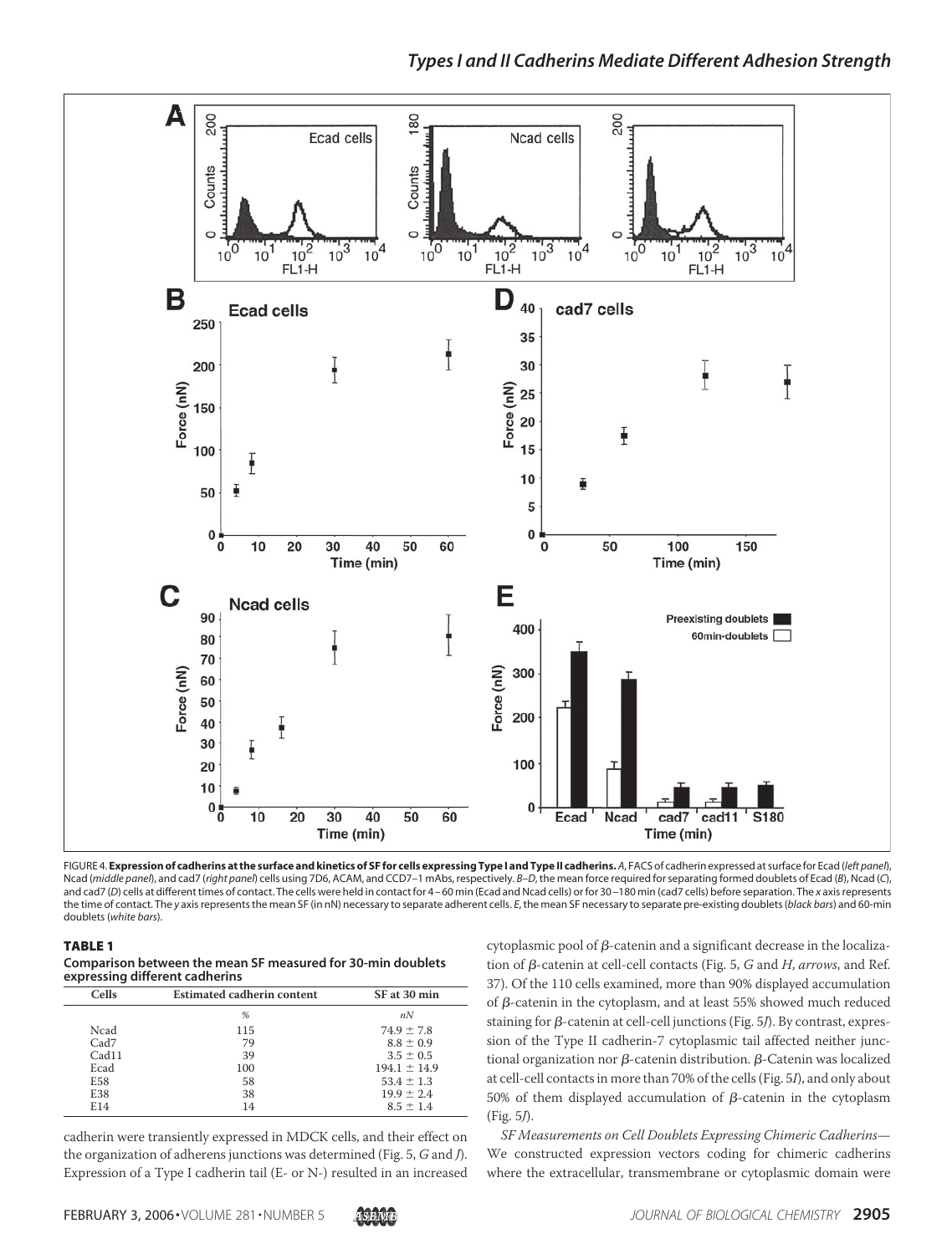FIGURE 4. **Expression of cadherins at the surface and kinetics of SF for cells expressing Type I and Type II cadherins.** *A*, FACS of cadherin expressed at surface for Ecad (*left panel*), Ncad (*middle panel*), and cad7 (*right panel*) cells using 7D6, ACAM, and CCD7–1 mAbs, respectively. *B–D*, the mean force required for separating formed doublets of Ecad (*B*), Ncad (*C*), and cad7 (*D*) cells at different times of contact. The cells were held in contact for 4–60 min (Ecad and Ncad cells) or for 30–180 min (cad7 cells) before separation. The *x* axis represents the time of contact. The *y* axis represents the mean SF (in nN) necessary to separate adherent cells. *E*, the mean SF necessary to separate pre-existing doublets (*black bars*) and 60-min doublets (*white bars*).

**TABLE 1**

**Comparison between the mean SF measured for 30-min doublets expressing different cadherins**

| Cells | Estimated cadherin content | SF at 30 min |
|---|---|---|
| | % | *nN* |
| Ncad | 115 | 74.9 ± 7.8 |
| Cad7 | 79 | 8.8 ± 0.9 |
| Cad11 | 39 | 3.5 ± 0.5 |
| Ecad | 100 | 194.1 ± 14.9 |
| E58 | 58 | 53.4 ± 1.3 |
| E38 | 38 | 19.9 ± 2.4 |
| E14 | 14 | 8.5 ± 1.4 |

cadherin were transiently expressed in MDCK cells, and their effect on the organization of adherens junctions was determined (Fig. 5, *G* and *J*). Expression of a Type I cadherin tail (E- or N-) resulted in an increased cytoplasmic pool of β-catenin and a significant decrease in the localization of β-catenin at cell-cell contacts (Fig. 5, *G* and *H*, *arrows*, and Ref. 37). Of the 110 cells examined, more than 90% displayed accumulation of β-catenin in the cytoplasm, and at least 55% showed much reduced staining for β-catenin at cell-cell junctions (Fig. 5*J*). By contrast, expression of the Type II cadherin-7 cytoplasmic tail affected neither junctional organization nor β-catenin distribution. β-Catenin was localized at cell-cell contacts in more than 70% of the cells (Fig. 5*I*), and only about 50% of them displayed accumulation of β-catenin in the cytoplasm (Fig. 5*J*).

*SF Measurements on Cell Doublets Expressing Chimeric Cadherins*— We constructed expression vectors coding for chimeric cadherins where the extracellular, transmembrane or cytoplasmic domain were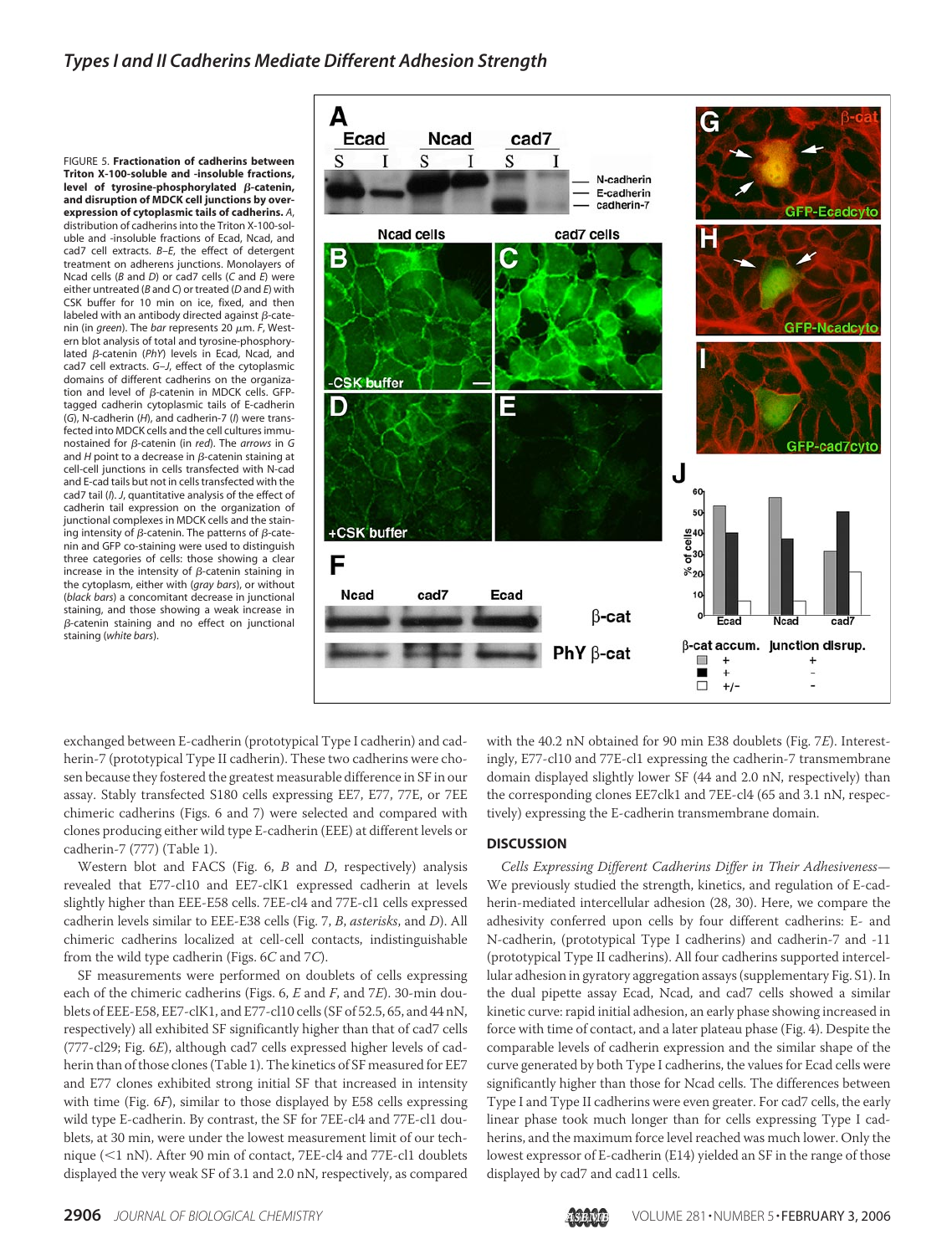FIGURE 5. **Fractionation of cadherins between Triton X-100-soluble and -insoluble fractions, level of tyrosine-phosphorylated β-catenin, and disruption of MDCK cell junctions by overexpression of cytoplasmic tails of cadherins.** *A*, distribution of cadherins into the Triton X-100-soluble and -insoluble fractions of Ecad, Ncad, and cad7 cell extracts. *B–E*, the effect of detergent treatment on adherens junctions. Monolayers of Ncad cells (*B* and *D*) or cad7 cells (*C* and *E*) were either untreated (*B* and *C*) or treated (*D* and *E*) with CSK buffer for 10 min on ice, fixed, and then labeled with an antibody directed against β-catenin (in *green*). The *bar* represents 20 μm. *F*, Western blot analysis of total and tyrosine-phosphorylated β-catenin (*PhY*) levels in Ecad, Ncad, and cad7 cell extracts. *G–J*, effect of the cytoplasmic domains of different cadherins on the organization and level of β-catenin in MDCK cells. GFP-tagged cadherin cytoplasmic tails of E-cadherin (*G*), N-cadherin (*H*), and cadherin-7 (*I*) were transfected into MDCK cells and the cell cultures immunostained for β-catenin (in *red*). The *arrows* in *G* and *H* point to a decrease in β-catenin staining at cell-cell junctions in cells transfected with N-cad and E-cad tails but not in cells transfected with the cad7 tail (*I*). *J*, quantitative analysis of the effect of cadherin tail expression on the organization of junctional complexes in MDCK cells and the staining intensity of β-catenin. The patterns of β-catenin and GFP co-staining were used to distinguish three categories of cells: those showing a clear increase in the intensity of β-catenin staining in the cytoplasm, either with (*gray bars*), or without (*black bars*) a concomitant decrease in junctional staining, and those showing a weak increase in β-catenin staining and no effect on junctional staining (*white bars*).

exchanged between E-cadherin (prototypical Type I cadherin) and cadherin-7 (prototypical Type II cadherin). These two cadherins were chosen because they fostered the greatest measurable difference in SF in our assay. Stably transfected S180 cells expressing EE7, E77, 77E, or 7EE chimeric cadherins (Figs. 6 and 7) were selected and compared with clones producing either wild type E-cadherin (EEE) at different levels or cadherin-7 (777) (Table 1).

Western blot and FACS (Fig. 6, *B* and *D*, respectively) analysis revealed that E77-cl10 and EE7-clK1 expressed cadherin at levels slightly higher than EEE-E58 cells. 7EE-cl4 and 77E-cl1 cells expressed cadherin levels similar to EEE-E38 cells (Fig. 7, *B*, *asterisks*, and *D*). All chimeric cadherins localized at cell-cell contacts, indistinguishable from the wild type cadherin (Figs. 6*C* and 7*C*).

SF measurements were performed on doublets of cells expressing each of the chimeric cadherins (Figs. 6, *E* and *F*, and 7*E*). 30-min doublets of EEE-E58, EE7-clK1, and E77-cl10 cells (SF of 52.5, 65, and 44 nN, respectively) all exhibited SF significantly higher than that of cad7 cells (777-cl29; Fig. 6*E*), although cad7 cells expressed higher levels of cadherin than of those clones (Table 1). The kinetics of SF measured for EE7 and E77 clones exhibited strong initial SF that increased in intensity with time (Fig. 6*F*), similar to those displayed by E58 cells expressing wild type E-cadherin. By contrast, the SF for 7EE-cl4 and 77E-cl1 doublets, at 30 min, were under the lowest measurement limit of our technique (<1 nN). After 90 min of contact, 7EE-cl4 and 77E-cl1 doublets displayed the very weak SF of 3.1 and 2.0 nN, respectively, as compared with the 40.2 nN obtained for 90 min E38 doublets (Fig. 7*E*). Interestingly, E77-cl10 and 77E-cl1 expressing the cadherin-7 transmembrane domain displayed slightly lower SF (44 and 2.0 nN, respectively) than the corresponding clones EE7clk1 and 7EE-cl4 (65 and 3.1 nN, respectively) expressing the E-cadherin transmembrane domain.

## DISCUSSION

*Cells Expressing Different Cadherins Differ in Their Adhesiveness*— We previously studied the strength, kinetics, and regulation of E-cadherin-mediated intercellular adhesion (28, 30). Here, we compare the adhesivity conferred upon cells by four different cadherins: E- and N-cadherin, (prototypical Type I cadherins) and cadherin-7 and -11 (prototypical Type II cadherins). All four cadherins supported intercellular adhesion in gyratory aggregation assays (supplementary Fig. S1). In the dual pipette assay Ecad, Ncad, and cad7 cells showed a similar kinetic curve: rapid initial adhesion, an early phase showing increased in force with time of contact, and a later plateau phase (Fig. 4). Despite the comparable levels of cadherin expression and the similar shape of the curve generated by both Type I cadherins, the values for Ecad cells were significantly higher than those for Ncad cells. The differences between Type I and Type II cadherins were even greater. For cad7 cells, the early linear phase took much longer than for cells expressing Type I cadherins, and the maximum force level reached was much lower. Only the lowest expressor of E-cadherin (E14) yielded an SF in the range of those displayed by cad7 and cad11 cells.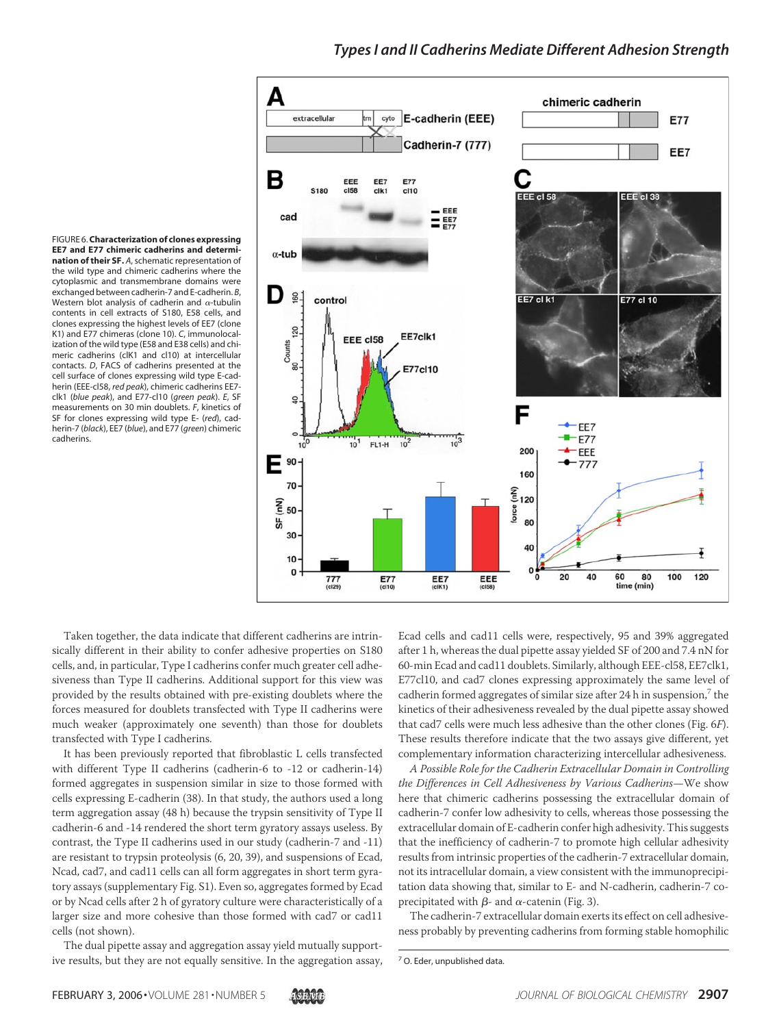FIGURE 6. **Characterization of clones expressing EE7 and E77 chimeric cadherins and determination of their SF.** *A*, schematic representation of the wild type and chimeric cadherins where the cytoplasmic and transmembrane domains were exchanged between cadherin-7 and E-cadherin. *B*, Western blot analysis of cadherin and α-tubulin contents in cell extracts of S180, E58 cells, and clones expressing the highest levels of EE7 (clone K1) and E77 chimeras (clone 10). *C*, immunolocalization of the wild type (E58 and E38 cells) and chimeric cadherins (clK1 and cl10) at intercellular contacts. *D*, FACS of cadherins presented at the cell surface of clones expressing wild type E-cadherin (EEE-cl58, *red peak*), chimeric cadherins EE7-clk1 (*blue peak*), and E77-cl10 (*green peak*). *E*, SF measurements on 30 min doublets. *F*, kinetics of SF for clones expressing wild type E- (*red*), cadherin-7 (*black*), EE7 (*blue*), and E77 (*green*) chimeric cadherins.

Taken together, the data indicate that different cadherins are intrinsically different in their ability to confer adhesive properties on S180 cells, and, in particular, Type I cadherins confer much greater cell adhesiveness than Type II cadherins. Additional support for this view was provided by the results obtained with pre-existing doublets where the forces measured for doublets transfected with Type II cadherins were much weaker (approximately one seventh) than those for doublets transfected with Type I cadherins.

It has been previously reported that fibroblastic L cells transfected with different Type II cadherins (cadherin-6 to -12 or cadherin-14) formed aggregates in suspension similar in size to those formed with cells expressing E-cadherin (38). In that study, the authors used a long term aggregation assay (48 h) because the trypsin sensitivity of Type II cadherin-6 and -14 rendered the short term gyratory assays useless. By contrast, the Type II cadherins used in our study (cadherin-7 and -11) are resistant to trypsin proteolysis (6, 20, 39), and suspensions of Ecad, Ncad, cad7, and cad11 cells can all form aggregates in short term gyratory assays (supplementary Fig. S1). Even so, aggregates formed by Ecad or by Ncad cells after 2 h of gyratory culture were characteristically of a larger size and more cohesive than those formed with cad7 or cad11 cells (not shown).

The dual pipette assay and aggregation assay yield mutually supportive results, but they are not equally sensitive. In the aggregation assay, Ecad cells and cad11 cells were, respectively, 95 and 39% aggregated after 1 h, whereas the dual pipette assay yielded SF of 200 and 7.4 nN for 60-min Ecad and cad11 doublets. Similarly, although EEE-cl58, EE7clk1, E77cl10, and cad7 clones expressing approximately the same level of cadherin formed aggregates of similar size after 24 h in suspension,[7] the kinetics of their adhesiveness revealed by the dual pipette assay showed that cad7 cells were much less adhesive than the other clones (Fig. 6*F*). These results therefore indicate that the two assays give different, yet complementary information characterizing intercellular adhesiveness.

*A Possible Role for the Cadherin Extracellular Domain in Controlling the Differences in Cell Adhesiveness by Various Cadherins*—We show here that chimeric cadherins possessing the extracellular domain of cadherin-7 confer low adhesivity to cells, whereas those possessing the extracellular domain of E-cadherin confer high adhesivity. This suggests that the inefficiency of cadherin-7 to promote high cellular adhesivity results from intrinsic properties of the cadherin-7 extracellular domain, not its intracellular domain, a view consistent with the immunoprecipitation data showing that, similar to E- and N-cadherin, cadherin-7 coprecipitated with β- and α-catenin (Fig. 3).

The cadherin-7 extracellular domain exerts its effect on cell adhesiveness probably by preventing cadherins from forming stable homophilic

[7] O. Eder, unpublished data.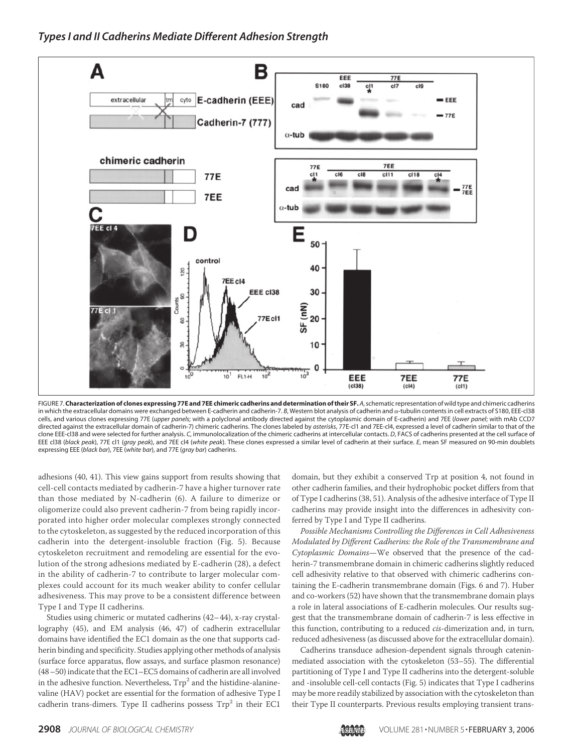FIGURE 7. **Characterization of clones expressing 77E and 7EE chimeric cadherins and determination of their SF.** *A*, schematic representation of wild type and chimeric cadherins in which the extracellular domains were exchanged between E-cadherin and cadherin-7. *B*, Western blot analysis of cadherin and α-tubulin contents in cell extracts of S180, EEE-cl38 cells, and various clones expressing 77E (*upper panels*; with a polyclonal antibody directed against the cytoplasmic domain of E-cadherin) and 7EE (*lower panel*; with mAb CCD7 directed against the extracellular domain of cadherin-7) chimeric cadherins. The clones labeled by *asterisks*, 77E-cl1 and 7EE-cl4, expressed a level of cadherin similar to that of the clone EEE-cl38 and were selected for further analysis. *C*, immunolocalization of the chimeric cadherins at intercellular contacts. *D*, FACS of cadherins presented at the cell surface of EEE cl38 (*black peak*), 77E cl1 (*gray peak*), and 7EE cl4 (*white peak*). These clones expressed a similar level of cadherin at their surface. *E*, mean SF measured on 90-min doublets expressing EEE (*black bar*), 7EE (*white bar*), and 77E (*gray bar*) cadherins.

adhesions (40, 41). This view gains support from results showing that cell-cell contacts mediated by cadherin-7 have a higher turnover rate than those mediated by N-cadherin (6). A failure to dimerize or oligomerize could also prevent cadherin-7 from being rapidly incorporated into higher order molecular complexes strongly connected to the cytoskeleton, as suggested by the reduced incorporation of this cadherin into the detergent-insoluble fraction (Fig. 5). Because cytoskeleton recruitment and remodeling are essential for the evolution of the strong adhesions mediated by E-cadherin (28), a defect in the ability of cadherin-7 to contribute to larger molecular complexes could account for its much weaker ability to confer cellular adhesiveness. This may prove to be a consistent difference between Type I and Type II cadherins.

Studies using chimeric or mutated cadherins (42–44), x-ray crystallography (45), and EM analysis (46, 47) of cadherin extracellular domains have identified the EC1 domain as the one that supports cadherin binding and specificity. Studies applying other methods of analysis (surface force apparatus, flow assays, and surface plasmon resonance) (48–50) indicate that the EC1–EC5 domains of cadherin are all involved in the adhesive function. Nevertheless, $Trp^2$ and the histidine-alanine-valine (HAV) pocket are essential for the formation of adhesive Type I cadherin trans-dimers. Type II cadherins possess $Trp^2$ in their EC1 domain, but they exhibit a conserved Trp at position 4, not found in other cadherin families, and their hydrophobic pocket differs from that of Type I cadherins (38, 51). Analysis of the adhesive interface of Type II cadherins may provide insight into the differences in adhesivity conferred by Type I and Type II cadherins.

*Possible Mechanisms Controlling the Differences in Cell Adhesiveness Modulated by Different Cadherins: the Role of the Transmembrane and Cytoplasmic Domains*—We observed that the presence of the cadherin-7 transmembrane domain in chimeric cadherins slightly reduced cell adhesivity relative to that observed with chimeric cadherins containing the E-cadherin transmembrane domain (Figs. 6 and 7). Huber and co-workers (52) have shown that the transmembrane domain plays a role in lateral associations of E-cadherin molecules. Our results suggest that the transmembrane domain of cadherin-7 is less effective in this function, contributing to a reduced *cis*-dimerization and, in turn, reduced adhesiveness (as discussed above for the extracellular domain).

Cadherins transduce adhesion-dependent signals through catenin-mediated association with the cytoskeleton (53–55). The differential partitioning of Type I and Type II cadherins into the detergent-soluble and -insoluble cell-cell contacts (Fig. 5) indicates that Type I cadherins may be more readily stabilized by association with the cytoskeleton than their Type II counterparts. Previous results employing transient trans-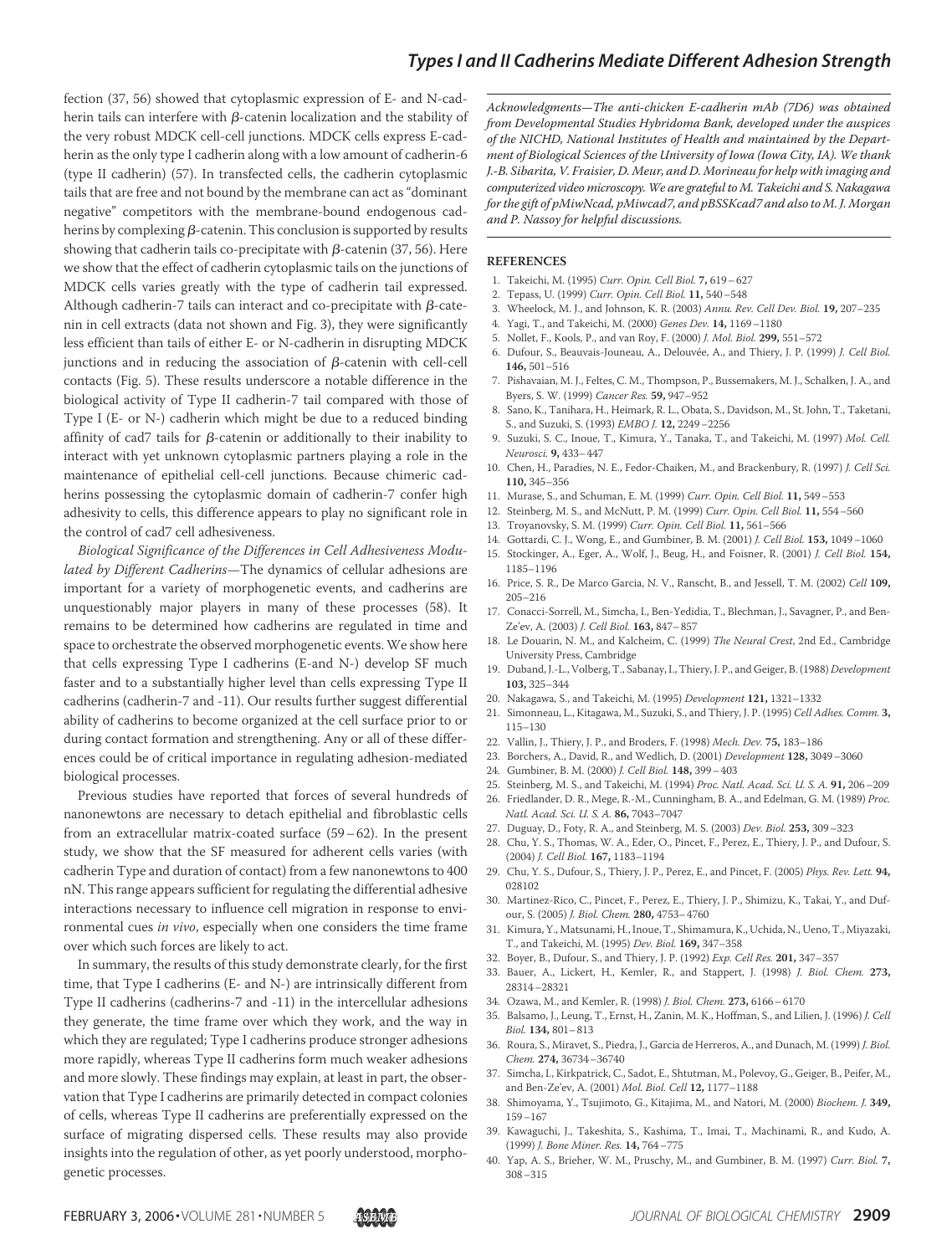fection (37, 56) showed that cytoplasmic expression of E- and N-cadherin tails can interfere with β-catenin localization and the stability of the very robust MDCK cell-cell junctions. MDCK cells express E-cadherin as the only type I cadherin along with a low amount of cadherin-6 (type II cadherin) (57). In transfected cells, the cadherin cytoplasmic tails that are free and not bound by the membrane can act as "dominant negative" competitors with the membrane-bound endogenous cadherins by complexing β-catenin. This conclusion is supported by results showing that cadherin tails co-precipitate with β-catenin (37, 56). Here we show that the effect of cadherin cytoplasmic tails on the junctions of MDCK cells varies greatly with the type of cadherin tail expressed. Although cadherin-7 tails can interact and co-precipitate with β-catenin in cell extracts (data not shown and Fig. 3), they were significantly less efficient than tails of either E- or N-cadherin in disrupting MDCK junctions and in reducing the association of β-catenin with cell-cell contacts (Fig. 5). These results underscore a notable difference in the biological activity of Type II cadherin-7 tail compared with those of Type I (E- or N-) cadherin which might be due to a reduced binding affinity of cad7 tails for β-catenin or additionally to their inability to interact with yet unknown cytoplasmic partners playing a role in the maintenance of epithelial cell-cell junctions. Because chimeric cadherins possessing the cytoplasmic domain of cadherin-7 confer high adhesivity to cells, this difference appears to play no significant role in the control of cad7 cell adhesiveness.

*Biological Significance of the Differences in Cell Adhesiveness Modulated by Different Cadherins*—The dynamics of cellular adhesions are important for a variety of morphogenetic events, and cadherins are unquestionably major players in many of these processes (58). It remains to be determined how cadherins are regulated in time and space to orchestrate the observed morphogenetic events. We show here that cells expressing Type I cadherins (E-and N-) develop SF much faster and to a substantially higher level than cells expressing Type II cadherins (cadherin-7 and -11). Our results further suggest differential ability of cadherins to become organized at the cell surface prior to or during contact formation and strengthening. Any or all of these differences could be of critical importance in regulating adhesion-mediated biological processes.

Previous studies have reported that forces of several hundreds of nanonewtons are necessary to detach epithelial and fibroblastic cells from an extracellular matrix-coated surface (59–62). In the present study, we show that the SF measured for adherent cells varies (with cadherin Type and duration of contact) from a few nanonewtons to 400 nN. This range appears sufficient for regulating the differential adhesive interactions necessary to influence cell migration in response to environmental cues *in vivo*, especially when one considers the time frame over which such forces are likely to act.

In summary, the results of this study demonstrate clearly, for the first time, that Type I cadherins (E- and N-) are intrinsically different from Type II cadherins (cadherins-7 and -11) in the intercellular adhesions they generate, the time frame over which they work, and the way in which they are regulated; Type I cadherins produce stronger adhesions more rapidly, whereas Type II cadherins form much weaker adhesions and more slowly. These findings may explain, at least in part, the observation that Type I cadherins are primarily detected in compact colonies of cells, whereas Type II cadherins are preferentially expressed on the surface of migrating dispersed cells. These results may also provide insights into the regulation of other, as yet poorly understood, morphogenetic processes.

*Acknowledgments—The anti-chicken E-cadherin mAb (7D6) was obtained from Developmental Studies Hybridoma Bank, developed under the auspices of the NICHD, National Institutes of Health and maintained by the Department of Biological Sciences of the University of Iowa (Iowa City, IA). We thank J.-B. Sibarita, V. Fraisier, D. Meur, and D. Morineau for help with imaging and computerized video microscopy. We are grateful to M. Takeichi and S. Nakagawa for the gift of pMiwNcad, pMiwcad7, and pBSSKcad7 and also to M. J. Morgan and P. Nassoy for helpful discussions.*

## REFERENCES

1. Takeichi, M. (1995) *Curr. Opin. Cell Biol.* **7,** 619–627
2. Tepass, U. (1999) *Curr. Opin. Cell Biol.* **11,** 540–548
3. Wheelock, M. J., and Johnson, K. R. (2003) *Annu. Rev. Cell Dev. Biol.* **19,** 207–235
4. Yagi, T., and Takeichi, M. (2000) *Genes Dev.* **14,** 1169–1180
5. Nollet, F., Kools, P., and van Roy, F. (2000) *J. Mol. Biol.* **299,** 551–572
6. Dufour, S., Beauvais-Jouneau, A., Delouvée, A., and Thiery, J. P. (1999) *J. Cell Biol.* **146,** 501–516
7. Pishavaian, M. J., Feltes, C. M., Thompson, P., Bussemakers, M. J., Schalken, J. A., and Byers, S. W. (1999) *Cancer Res.* **59,** 947–952
8. Sano, K., Tanihara, H., Heimark, R. L., Obata, S., Davidson, M., St. John, T., Taketani, S., and Suzuki, S. (1993) *EMBO J.* **12,** 2249–2256
9. Suzuki, S. C., Inoue, T., Kimura, Y., Tanaka, T., and Takeichi, M. (1997) *Mol. Cell. Neurosci.* **9,** 433–447
10. Chen, H., Paradies, N. E., Fedor-Chaiken, M., and Brackenbury, R. (1997) *J. Cell Sci.* **110,** 345–356
11. Murase, S., and Schuman, E. M. (1999) *Curr. Opin. Cell Biol.* **11,** 549–553
12. Steinberg, M. S., and McNutt, P. M. (1999) *Curr. Opin. Cell Biol.* **11,** 554–560
13. Troyanovsky, S. M. (1999) *Curr. Opin. Cell Biol.* **11,** 561–566
14. Gottardi, C. J., Wong, E., and Gumbiner, B. M. (2001) *J. Cell Biol.* **153,** 1049–1060
15. Stockinger, A., Eger, A., Wolf, J., Beug, H., and Foisner, R. (2001) *J. Cell Biol.* **154,** 1185–1196
16. Price, S. R., De Marco Garcia, N. V., Ranscht, B., and Jessell, T. M. (2002) *Cell* **109,** 205–216
17. Conacci-Sorrell, M., Simcha, I., Ben-Yedidia, T., Blechman, J., Savagner, P., and Ben-Ze'ev, A. (2003) *J. Cell Biol.* **163,** 847–857
18. Le Douarin, N. M., and Kalcheim, C. (1999) *The Neural Crest*, 2nd Ed., Cambridge University Press, Cambridge
19. Duband, J.-L., Volberg, T., Sabanay, I., Thiery, J. P., and Geiger, B. (1988) *Development* **103,** 325–344
20. Nakagawa, S., and Takeichi, M. (1995) *Development* **121,** 1321–1332
21. Simonneau, L., Kitagawa, M., Suzuki, S., and Thiery, J. P. (1995) *Cell Adhes. Comm.* **3,** 115–130
22. Vallin, J., Thiery, J. P., and Broders, F. (1998) *Mech. Dev.* **75,** 183–186
23. Borchers, A., David, R., and Wedlich, D. (2001) *Development* **128,** 3049–3060
24. Gumbiner, B. M. (2000) *J. Cell Biol.* **148,** 399–403
25. Steinberg, M. S., and Takeichi, M. (1994) *Proc. Natl. Acad. Sci. U. S. A.* **91,** 206–209
26. Friedlander, D. R., Mege, R.-M., Cunningham, B. A., and Edelman, G. M. (1989) *Proc. Natl. Acad. Sci. U. S. A.* **86,** 7043–7047
27. Duguay, D., Foty, R. A., and Steinberg, M. S. (2003) *Dev. Biol.* **253,** 309–323
28. Chu, Y. S., Thomas, W. A., Eder, O., Pincet, F., Perez, E., Thiery, J. P., and Dufour, S. (2004) *J. Cell Biol.* **167,** 1183–1194
29. Chu, Y. S., Dufour, S., Thiery, J. P., Perez, E., and Pincet, F. (2005) *Phys. Rev. Lett.* **94,** 028102
30. Martinez-Rico, C., Pincet, F., Perez, E., Thiery, J. P., Shimizu, K., Takai, Y., and Dufour, S. (2005) *J. Biol. Chem.* **280,** 4753–4760
31. Kimura, Y., Matsunami, H., Inoue, T., Shimamura, K., Uchida, N., Ueno, T., Miyazaki, T., and Takeichi, M. (1995) *Dev. Biol.* **169,** 347–358
32. Boyer, B., Dufour, S., and Thiery, J. P. (1992) *Exp. Cell Res.* **201,** 347–357
33. Bauer, A., Lickert, H., Kemler, R., and Stappert, J. (1998) *J. Biol. Chem.* **273,** 28314–28321
34. Ozawa, M., and Kemler, R. (1998) *J. Biol. Chem.* **273,** 6166–6170
35. Balsamo, J., Leung, T., Ernst, H., Zanin, M. K., Hoffman, S., and Lilien, J. (1996) *J. Cell Biol.* **134,** 801–813
36. Roura, S., Miravet, S., Piedra, J., Garcia de Herreros, A., and Dunach, M. (1999) *J. Biol. Chem.* **274,** 36734–36740
37. Simcha, I., Kirkpatrick, C., Sadot, E., Shtutman, M., Polevoy, G., Geiger, B., Peifer, M., and Ben-Ze'ev, A. (2001) *Mol. Biol. Cell* **12,** 1177–1188
38. Shimoyama, Y., Tsujimoto, G., Kitajima, M., and Natori, M. (2000) *Biochem. J.* **349,** 159–167
39. Kawaguchi, J., Takeshita, S., Kashima, T., Imai, T., Machinami, R., and Kudo, A. (1999) *J. Bone Miner. Res.* **14,** 764–775
40. Yap, A. S., Brieher, W. M., Pruschy, M., and Gumbiner, B. M. (1997) *Curr. Biol.* **7,** 308–315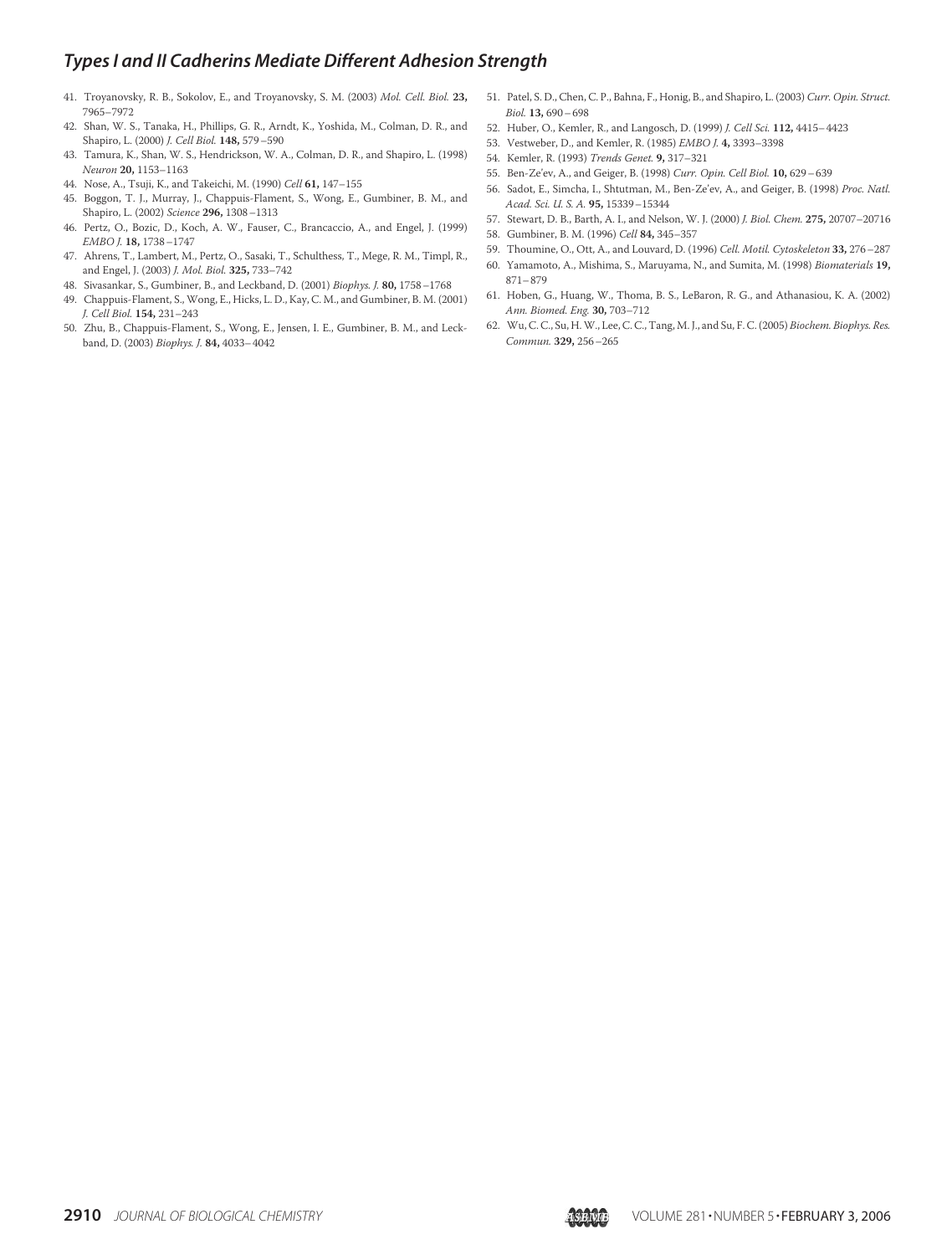41. Troyanovsky, R. B., Sokolov, E., and Troyanovsky, S. M. (2003) *Mol. Cell. Biol.* **23,** 7965–7972
42. Shan, W. S., Tanaka, H., Phillips, G. R., Arndt, K., Yoshida, M., Colman, D. R., and Shapiro, L. (2000) *J. Cell Biol.* **148,** 579–590
43. Tamura, K., Shan, W. S., Hendrickson, W. A., Colman, D. R., and Shapiro, L. (1998) *Neuron* **20,** 1153–1163
44. Nose, A., Tsuji, K., and Takeichi, M. (1990) *Cell* **61,** 147–155
45. Boggon, T. J., Murray, J., Chappuis-Flament, S., Wong, E., Gumbiner, B. M., and Shapiro, L. (2002) *Science* **296,** 1308–1313
46. Pertz, O., Bozic, D., Koch, A. W., Fauser, C., Brancaccio, A., and Engel, J. (1999) *EMBO J.* **18,** 1738–1747
47. Ahrens, T., Lambert, M., Pertz, O., Sasaki, T., Schulthess, T., Mege, R. M., Timpl, R., and Engel, J. (2003) *J. Mol. Biol.* **325,** 733–742
48. Sivasankar, S., Gumbiner, B., and Leckband, D. (2001) *Biophys. J.* **80,** 1758–1768
49. Chappuis-Flament, S., Wong, E., Hicks, L. D., Kay, C. M., and Gumbiner, B. M. (2001) *J. Cell Biol.* **154,** 231–243
50. Zhu, B., Chappuis-Flament, S., Wong, E., Jensen, I. E., Gumbiner, B. M., and Leckband, D. (2003) *Biophys. J.* **84,** 4033–4042
51. Patel, S. D., Chen, C. P., Bahna, F., Honig, B., and Shapiro, L. (2003) *Curr. Opin. Struct. Biol.* **13,** 690–698
52. Huber, O., Kemler, R., and Langosch, D. (1999) *J. Cell Sci.* **112,** 4415–4423
53. Vestweber, D., and Kemler, R. (1985) *EMBO J.* **4,** 3393–3398
54. Kemler, R. (1993) *Trends Genet.* **9,** 317–321
55. Ben-Ze'ev, A., and Geiger, B. (1998) *Curr. Opin. Cell Biol.* **10,** 629–639
56. Sadot, E., Simcha, I., Shtutman, M., Ben-Ze'ev, A., and Geiger, B. (1998) *Proc. Natl. Acad. Sci. U. S. A.* **95,** 15339–15344
57. Stewart, D. B., Barth, A. I., and Nelson, W. J. (2000) *J. Biol. Chem.* **275,** 20707–20716
58. Gumbiner, B. M. (1996) *Cell* **84,** 345–357
59. Thoumine, O., Ott, A., and Louvard, D. (1996) *Cell. Motil. Cytoskeleton* **33,** 276–287
60. Yamamoto, A., Mishima, S., Maruyama, N., and Sumita, M. (1998) *Biomaterials* **19,** 871–879
61. Hoben, G., Huang, W., Thoma, B. S., LeBaron, R. G., and Athanasiou, K. A. (2002) *Ann. Biomed. Eng.* **30,** 703–712
62. Wu, C. C., Su, H. W., Lee, C. C., Tang, M. J., and Su, F. C. (2005) *Biochem. Biophys. Res. Commun.* **329,** 256–265